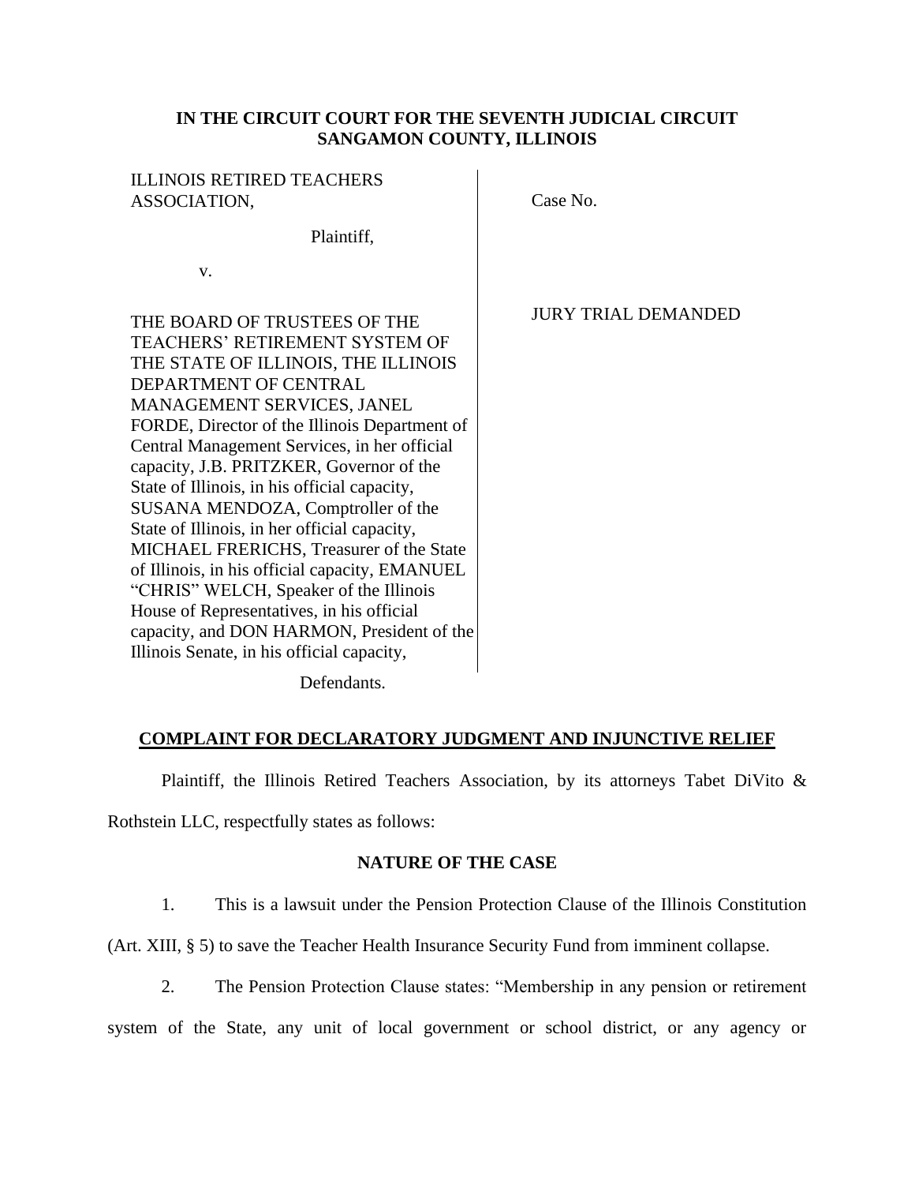**IN THE CIRCUIT COURT FOR THE SEVENTH JUDICIAL CIRCUIT**
**SANGAMON COUNTY, ILLINOIS**

ILLINOIS RETIRED TEACHERS ASSOCIATION,

Plaintiff,

v.

THE BOARD OF TRUSTEES OF THE TEACHERS' RETIREMENT SYSTEM OF THE STATE OF ILLINOIS, THE ILLINOIS DEPARTMENT OF CENTRAL MANAGEMENT SERVICES, JANEL FORDE, Director of the Illinois Department of Central Management Services, in her official capacity, J.B. PRITZKER, Governor of the State of Illinois, in his official capacity, SUSANA MENDOZA, Comptroller of the State of Illinois, in her official capacity, MICHAEL FRERICHS, Treasurer of the State of Illinois, in his official capacity, EMANUEL "CHRIS" WELCH, Speaker of the Illinois House of Representatives, in his official capacity, and DON HARMON, President of the Illinois Senate, in his official capacity,

Defendants.

Case No.

JURY TRIAL DEMANDED

## COMPLAINT FOR DECLARATORY JUDGMENT AND INJUNCTIVE RELIEF

Plaintiff, the Illinois Retired Teachers Association, by its attorneys Tabet DiVito & Rothstein LLC, respectfully states as follows:

### NATURE OF THE CASE

1. This is a lawsuit under the Pension Protection Clause of the Illinois Constitution (Art. XIII, § 5) to save the Teacher Health Insurance Security Fund from imminent collapse.

2. The Pension Protection Clause states: "Membership in any pension or retirement system of the State, any unit of local government or school district, or any agency or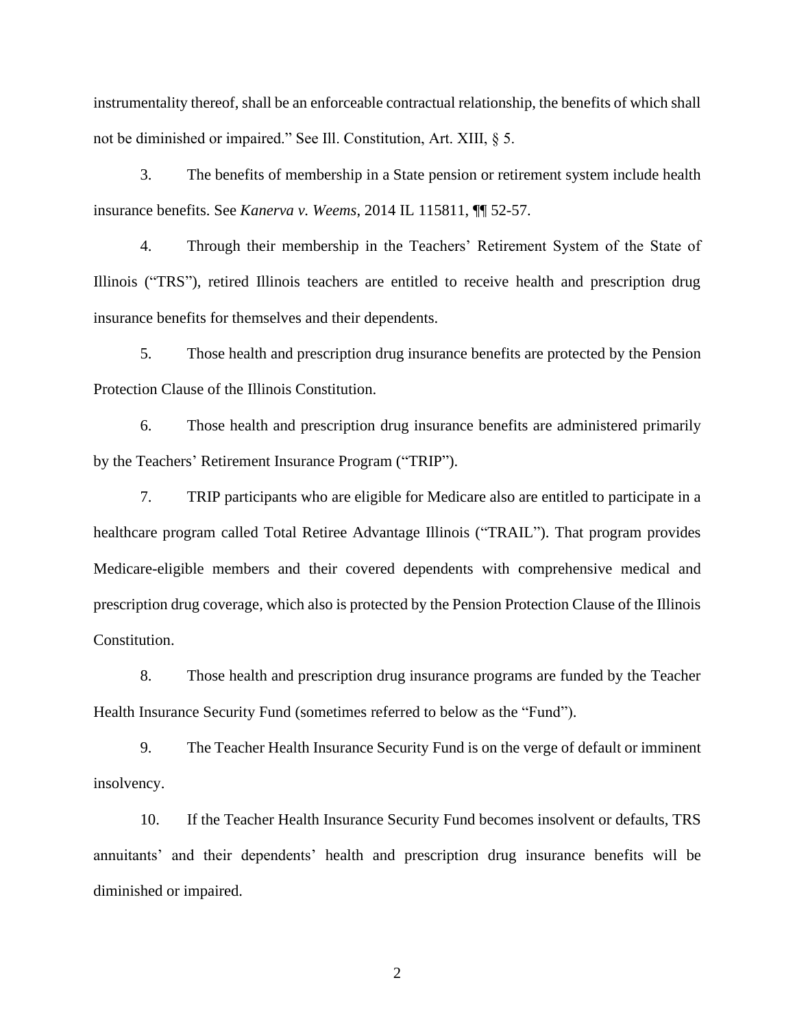instrumentality thereof, shall be an enforceable contractual relationship, the benefits of which shall not be diminished or impaired." See Ill. Constitution, Art. XIII, § 5.

3. The benefits of membership in a State pension or retirement system include health insurance benefits. See *Kanerva v. Weems*, 2014 IL 115811, ¶¶ 52-57.

4. Through their membership in the Teachers' Retirement System of the State of Illinois ("TRS"), retired Illinois teachers are entitled to receive health and prescription drug insurance benefits for themselves and their dependents.

5. Those health and prescription drug insurance benefits are protected by the Pension Protection Clause of the Illinois Constitution.

6. Those health and prescription drug insurance benefits are administered primarily by the Teachers' Retirement Insurance Program ("TRIP").

7. TRIP participants who are eligible for Medicare also are entitled to participate in a healthcare program called Total Retiree Advantage Illinois ("TRAIL"). That program provides Medicare-eligible members and their covered dependents with comprehensive medical and prescription drug coverage, which also is protected by the Pension Protection Clause of the Illinois Constitution.

8. Those health and prescription drug insurance programs are funded by the Teacher Health Insurance Security Fund (sometimes referred to below as the "Fund").

9. The Teacher Health Insurance Security Fund is on the verge of default or imminent insolvency.

10. If the Teacher Health Insurance Security Fund becomes insolvent or defaults, TRS annuitants' and their dependents' health and prescription drug insurance benefits will be diminished or impaired.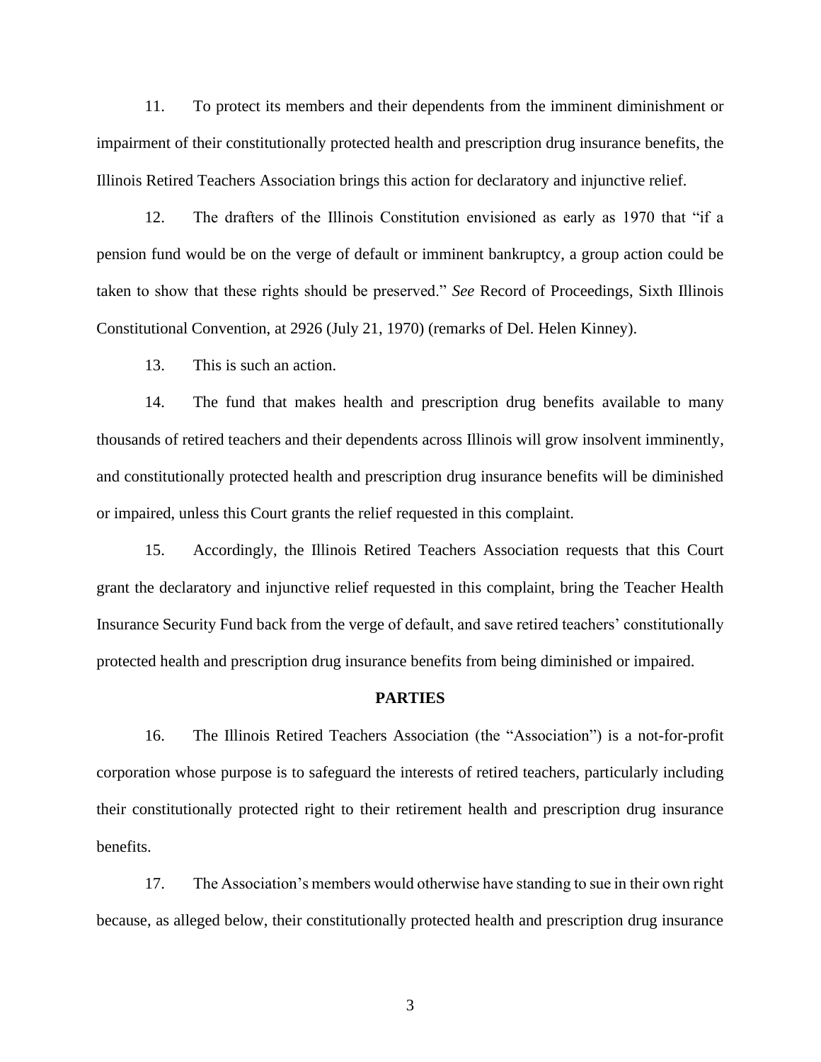11. To protect its members and their dependents from the imminent diminishment or impairment of their constitutionally protected health and prescription drug insurance benefits, the Illinois Retired Teachers Association brings this action for declaratory and injunctive relief.

12. The drafters of the Illinois Constitution envisioned as early as 1970 that "if a pension fund would be on the verge of default or imminent bankruptcy, a group action could be taken to show that these rights should be preserved." *See* Record of Proceedings, Sixth Illinois Constitutional Convention, at 2926 (July 21, 1970) (remarks of Del. Helen Kinney).

13. This is such an action.

14. The fund that makes health and prescription drug benefits available to many thousands of retired teachers and their dependents across Illinois will grow insolvent imminently, and constitutionally protected health and prescription drug insurance benefits will be diminished or impaired, unless this Court grants the relief requested in this complaint.

15. Accordingly, the Illinois Retired Teachers Association requests that this Court grant the declaratory and injunctive relief requested in this complaint, bring the Teacher Health Insurance Security Fund back from the verge of default, and save retired teachers' constitutionally protected health and prescription drug insurance benefits from being diminished or impaired.

## PARTIES

16. The Illinois Retired Teachers Association (the "Association") is a not-for-profit corporation whose purpose is to safeguard the interests of retired teachers, particularly including their constitutionally protected right to their retirement health and prescription drug insurance benefits.

17. The Association's members would otherwise have standing to sue in their own right because, as alleged below, their constitutionally protected health and prescription drug insurance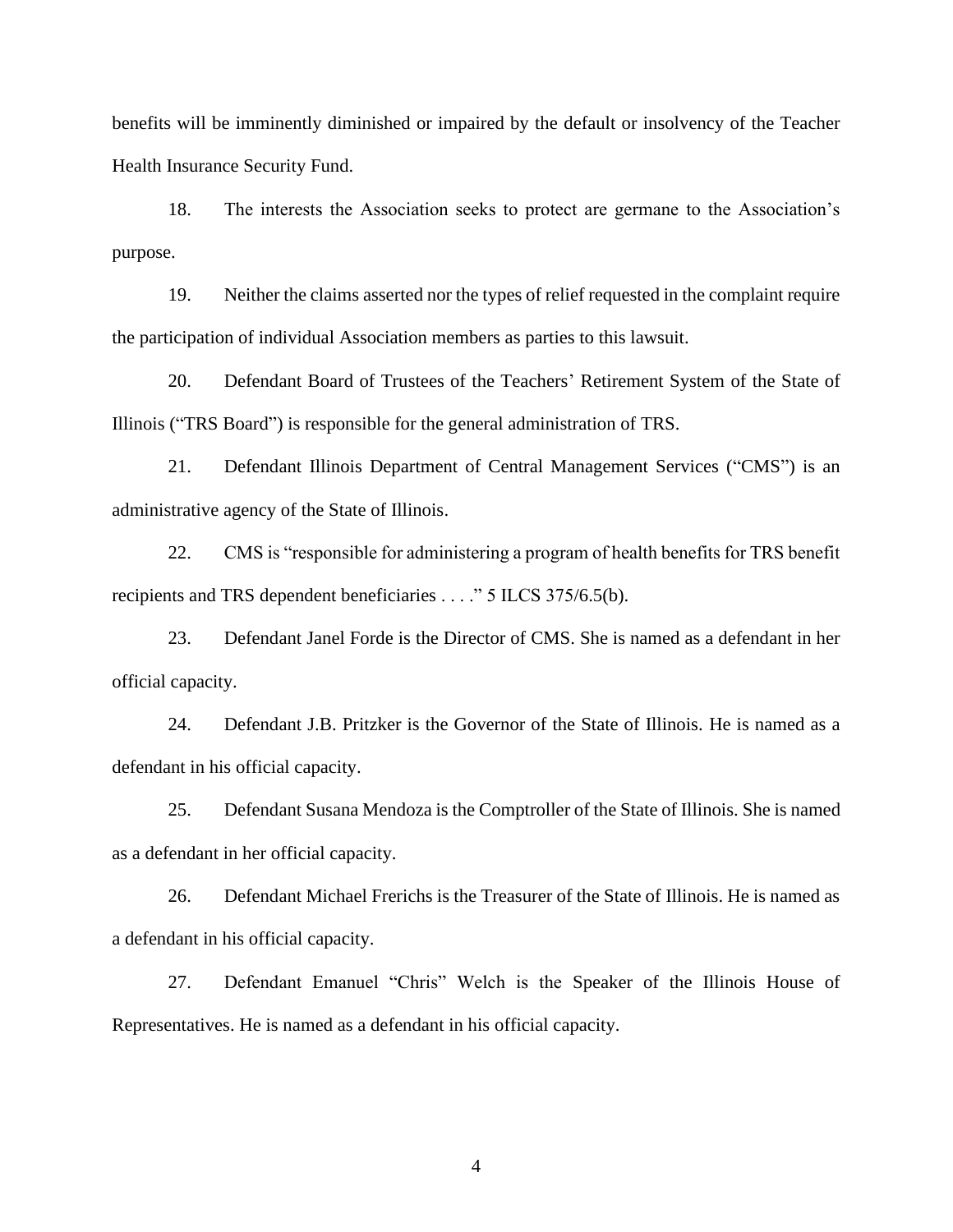benefits will be imminently diminished or impaired by the default or insolvency of the Teacher Health Insurance Security Fund.

18. The interests the Association seeks to protect are germane to the Association's purpose.

19. Neither the claims asserted nor the types of relief requested in the complaint require the participation of individual Association members as parties to this lawsuit.

20. Defendant Board of Trustees of the Teachers' Retirement System of the State of Illinois ("TRS Board") is responsible for the general administration of TRS.

21. Defendant Illinois Department of Central Management Services ("CMS") is an administrative agency of the State of Illinois.

22. CMS is "responsible for administering a program of health benefits for TRS benefit recipients and TRS dependent beneficiaries . . . ." 5 ILCS 375/6.5(b).

23. Defendant Janel Forde is the Director of CMS. She is named as a defendant in her official capacity.

24. Defendant J.B. Pritzker is the Governor of the State of Illinois. He is named as a defendant in his official capacity.

25. Defendant Susana Mendoza is the Comptroller of the State of Illinois. She is named as a defendant in her official capacity.

26. Defendant Michael Frerichs is the Treasurer of the State of Illinois. He is named as a defendant in his official capacity.

27. Defendant Emanuel "Chris" Welch is the Speaker of the Illinois House of Representatives. He is named as a defendant in his official capacity.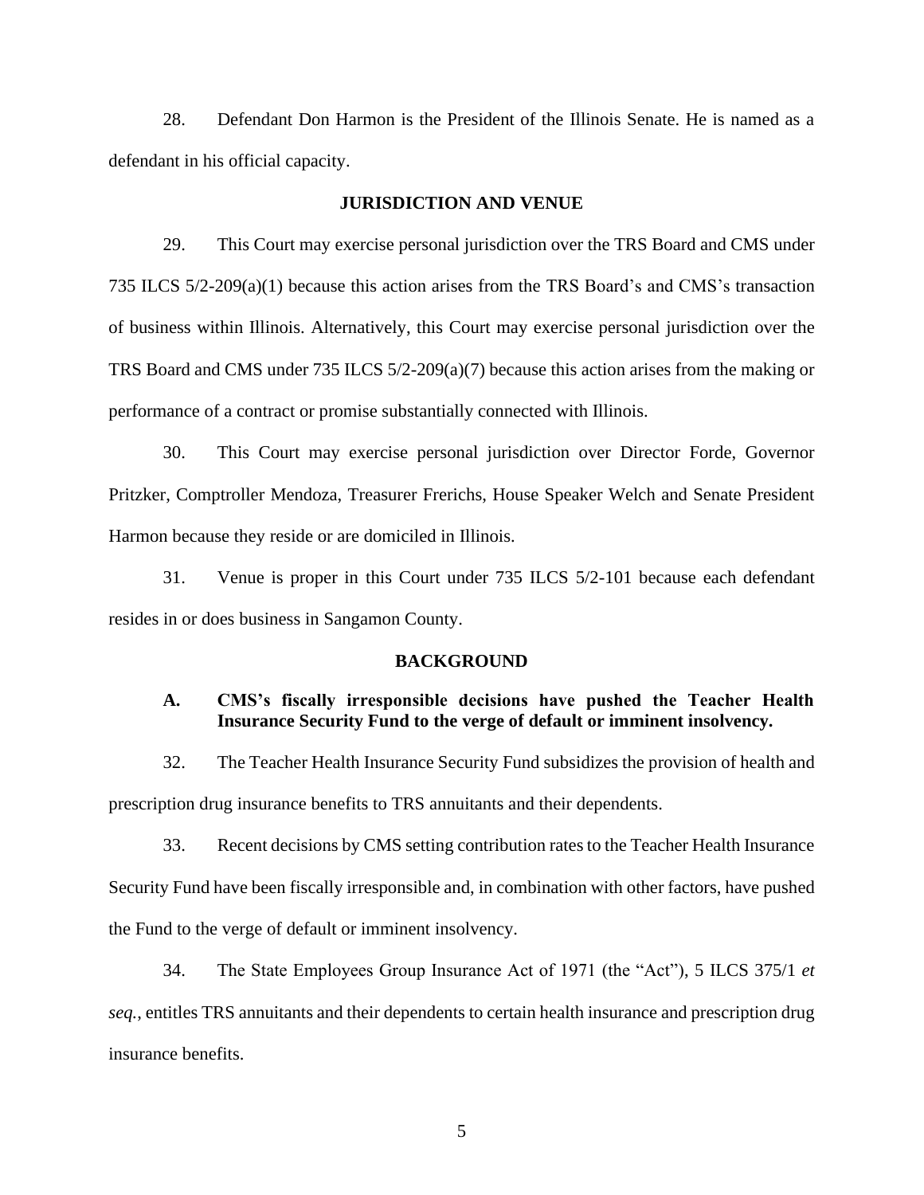28. Defendant Don Harmon is the President of the Illinois Senate. He is named as a defendant in his official capacity.

## JURISDICTION AND VENUE

29. This Court may exercise personal jurisdiction over the TRS Board and CMS under 735 ILCS 5/2-209(a)(1) because this action arises from the TRS Board's and CMS's transaction of business within Illinois. Alternatively, this Court may exercise personal jurisdiction over the TRS Board and CMS under 735 ILCS 5/2-209(a)(7) because this action arises from the making or performance of a contract or promise substantially connected with Illinois.

30. This Court may exercise personal jurisdiction over Director Forde, Governor Pritzker, Comptroller Mendoza, Treasurer Frerichs, House Speaker Welch and Senate President Harmon because they reside or are domiciled in Illinois.

31. Venue is proper in this Court under 735 ILCS 5/2-101 because each defendant resides in or does business in Sangamon County.

## BACKGROUND

### A. CMS's fiscally irresponsible decisions have pushed the Teacher Health Insurance Security Fund to the verge of default or imminent insolvency.

32. The Teacher Health Insurance Security Fund subsidizes the provision of health and prescription drug insurance benefits to TRS annuitants and their dependents.

33. Recent decisions by CMS setting contribution rates to the Teacher Health Insurance Security Fund have been fiscally irresponsible and, in combination with other factors, have pushed the Fund to the verge of default or imminent insolvency.

34. The State Employees Group Insurance Act of 1971 (the "Act"), 5 ILCS 375/1 *et seq.*, entitles TRS annuitants and their dependents to certain health insurance and prescription drug insurance benefits.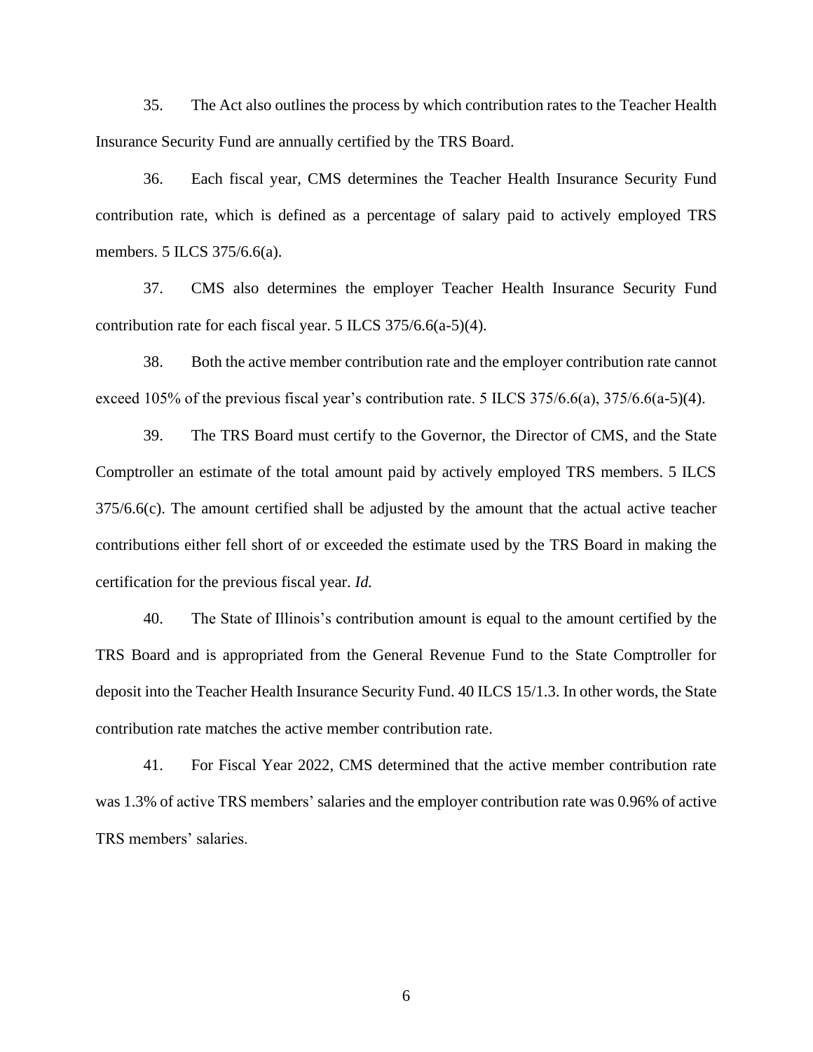35. The Act also outlines the process by which contribution rates to the Teacher Health Insurance Security Fund are annually certified by the TRS Board.

36. Each fiscal year, CMS determines the Teacher Health Insurance Security Fund contribution rate, which is defined as a percentage of salary paid to actively employed TRS members. 5 ILCS 375/6.6(a).

37. CMS also determines the employer Teacher Health Insurance Security Fund contribution rate for each fiscal year. 5 ILCS 375/6.6(a-5)(4).

38. Both the active member contribution rate and the employer contribution rate cannot exceed 105% of the previous fiscal year's contribution rate. 5 ILCS 375/6.6(a), 375/6.6(a-5)(4).

39. The TRS Board must certify to the Governor, the Director of CMS, and the State Comptroller an estimate of the total amount paid by actively employed TRS members. 5 ILCS 375/6.6(c). The amount certified shall be adjusted by the amount that the actual active teacher contributions either fell short of or exceeded the estimate used by the TRS Board in making the certification for the previous fiscal year. *Id.*

40. The State of Illinois's contribution amount is equal to the amount certified by the TRS Board and is appropriated from the General Revenue Fund to the State Comptroller for deposit into the Teacher Health Insurance Security Fund. 40 ILCS 15/1.3. In other words, the State contribution rate matches the active member contribution rate.

41. For Fiscal Year 2022, CMS determined that the active member contribution rate was 1.3% of active TRS members' salaries and the employer contribution rate was 0.96% of active TRS members' salaries.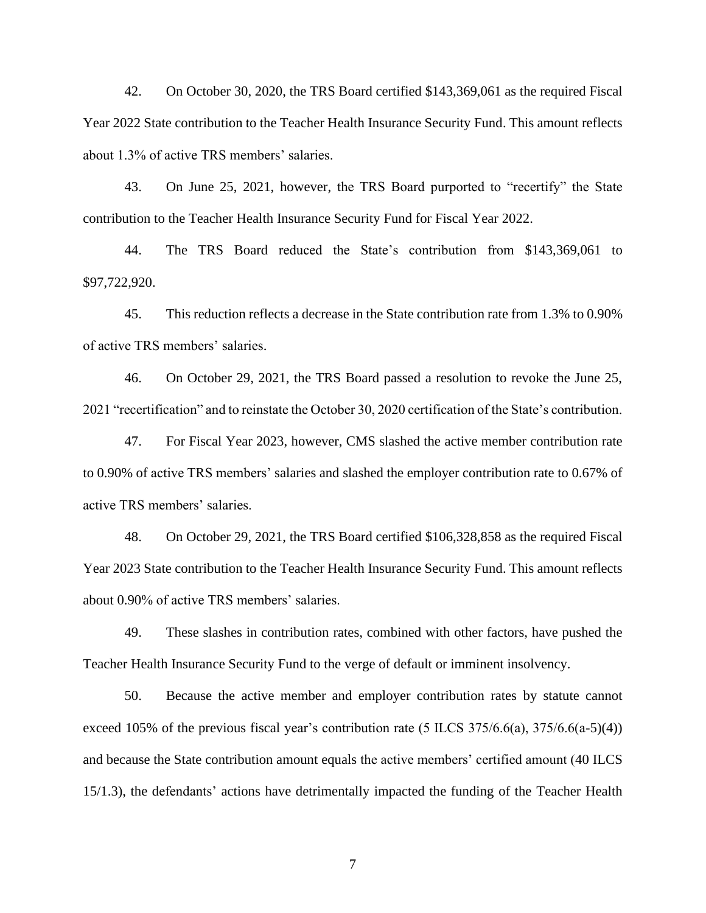42. On October 30, 2020, the TRS Board certified $143,369,061 as the required Fiscal Year 2022 State contribution to the Teacher Health Insurance Security Fund. This amount reflects about 1.3% of active TRS members' salaries.

43. On June 25, 2021, however, the TRS Board purported to "recertify" the State contribution to the Teacher Health Insurance Security Fund for Fiscal Year 2022.

44. The TRS Board reduced the State's contribution from $143,369,061 to $97,722,920.

45. This reduction reflects a decrease in the State contribution rate from 1.3% to 0.90% of active TRS members' salaries.

46. On October 29, 2021, the TRS Board passed a resolution to revoke the June 25, 2021 "recertification" and to reinstate the October 30, 2020 certification of the State's contribution.

47. For Fiscal Year 2023, however, CMS slashed the active member contribution rate to 0.90% of active TRS members' salaries and slashed the employer contribution rate to 0.67% of active TRS members' salaries.

48. On October 29, 2021, the TRS Board certified $106,328,858 as the required Fiscal Year 2023 State contribution to the Teacher Health Insurance Security Fund. This amount reflects about 0.90% of active TRS members' salaries.

49. These slashes in contribution rates, combined with other factors, have pushed the Teacher Health Insurance Security Fund to the verge of default or imminent insolvency.

50. Because the active member and employer contribution rates by statute cannot exceed 105% of the previous fiscal year's contribution rate (5 ILCS 375/6.6(a), 375/6.6(a-5)(4)) and because the State contribution amount equals the active members' certified amount (40 ILCS 15/1.3), the defendants' actions have detrimentally impacted the funding of the Teacher Health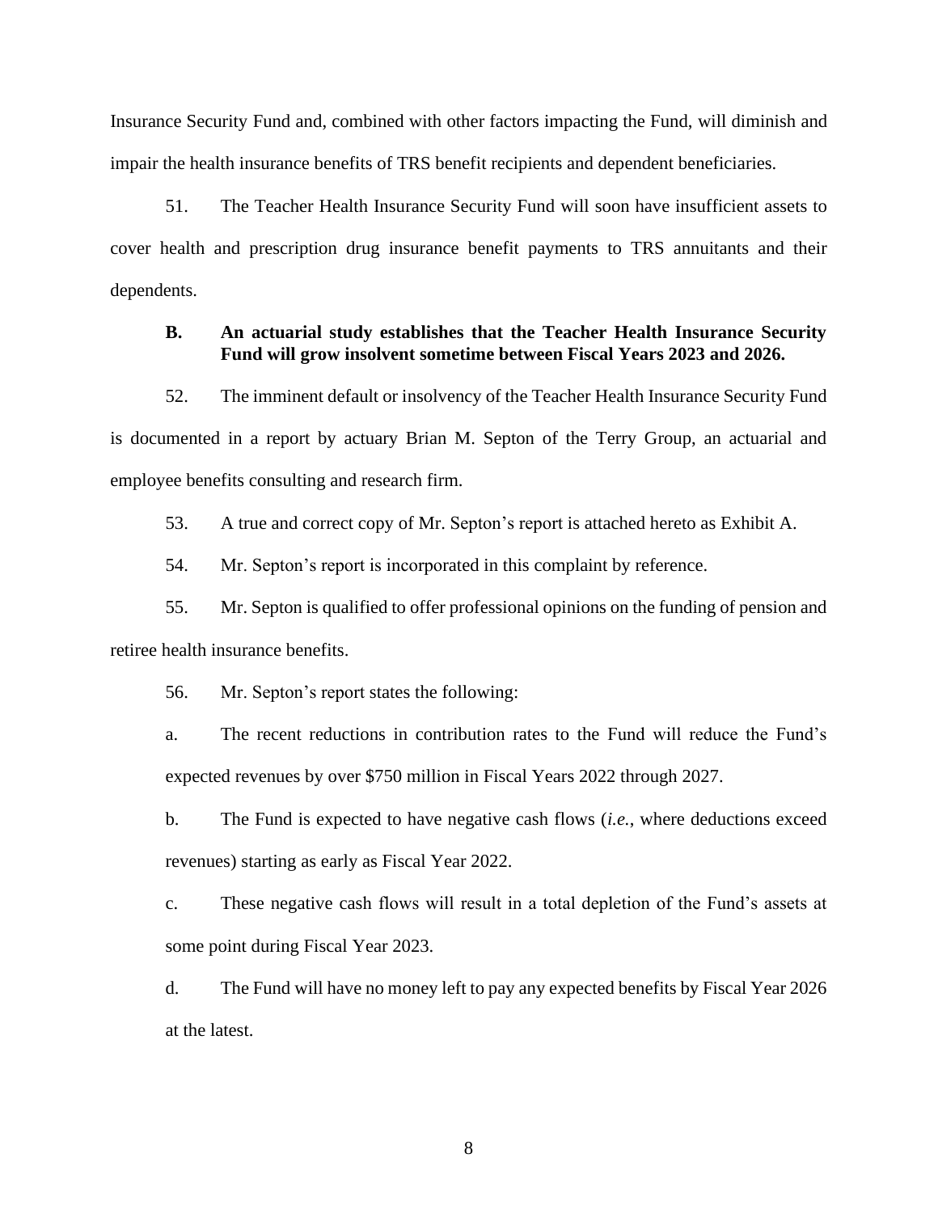Insurance Security Fund and, combined with other factors impacting the Fund, will diminish and impair the health insurance benefits of TRS benefit recipients and dependent beneficiaries.

51. The Teacher Health Insurance Security Fund will soon have insufficient assets to cover health and prescription drug insurance benefit payments to TRS annuitants and their dependents.

### B. An actuarial study establishes that the Teacher Health Insurance Security Fund will grow insolvent sometime between Fiscal Years 2023 and 2026.

52. The imminent default or insolvency of the Teacher Health Insurance Security Fund is documented in a report by actuary Brian M. Septon of the Terry Group, an actuarial and employee benefits consulting and research firm.

53. A true and correct copy of Mr. Septon's report is attached hereto as Exhibit A.

54. Mr. Septon's report is incorporated in this complaint by reference.

55. Mr. Septon is qualified to offer professional opinions on the funding of pension and retiree health insurance benefits.

56. Mr. Septon's report states the following:

a. The recent reductions in contribution rates to the Fund will reduce the Fund's expected revenues by over $750 million in Fiscal Years 2022 through 2027.

b. The Fund is expected to have negative cash flows (*i.e.*, where deductions exceed revenues) starting as early as Fiscal Year 2022.

c. These negative cash flows will result in a total depletion of the Fund's assets at some point during Fiscal Year 2023.

d. The Fund will have no money left to pay any expected benefits by Fiscal Year 2026 at the latest.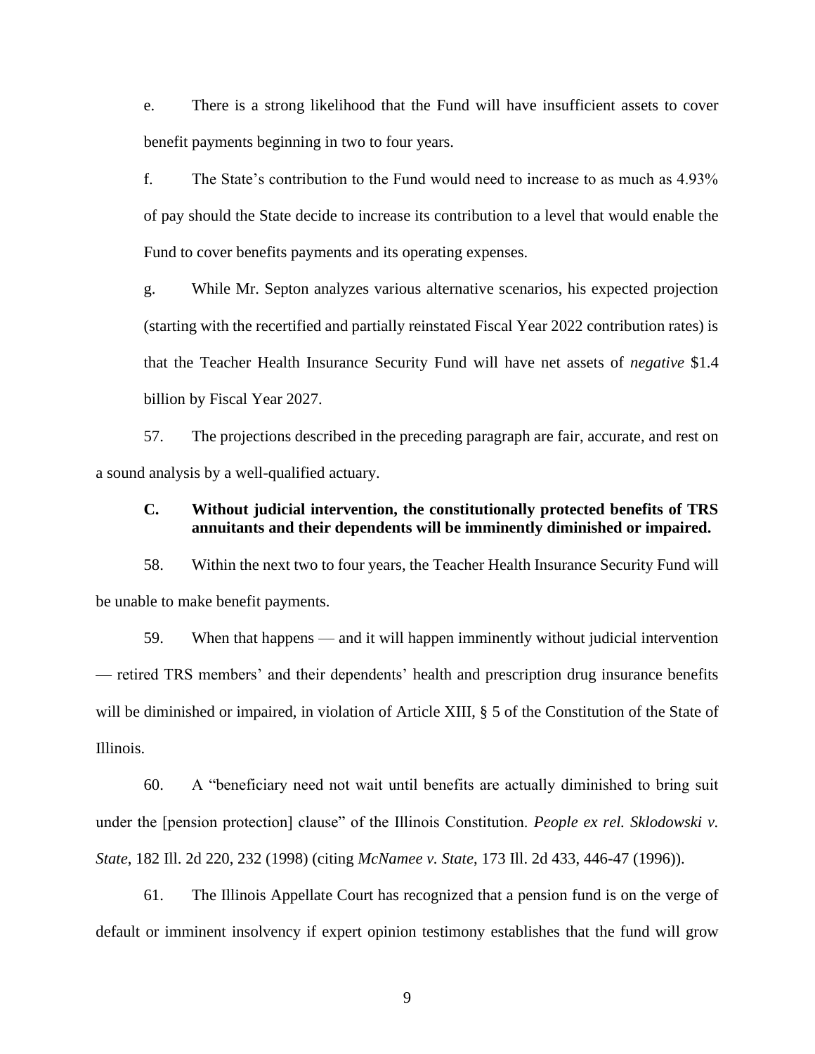e. There is a strong likelihood that the Fund will have insufficient assets to cover benefit payments beginning in two to four years.

f. The State's contribution to the Fund would need to increase to as much as 4.93% of pay should the State decide to increase its contribution to a level that would enable the Fund to cover benefits payments and its operating expenses.

g. While Mr. Septon analyzes various alternative scenarios, his expected projection (starting with the recertified and partially reinstated Fiscal Year 2022 contribution rates) is that the Teacher Health Insurance Security Fund will have net assets of *negative* $1.4 billion by Fiscal Year 2027.

57. The projections described in the preceding paragraph are fair, accurate, and rest on a sound analysis by a well-qualified actuary.

### C. Without judicial intervention, the constitutionally protected benefits of TRS annuitants and their dependents will be imminently diminished or impaired.

58. Within the next two to four years, the Teacher Health Insurance Security Fund will be unable to make benefit payments.

59. When that happens — and it will happen imminently without judicial intervention — retired TRS members' and their dependents' health and prescription drug insurance benefits will be diminished or impaired, in violation of Article XIII, § 5 of the Constitution of the State of Illinois.

60. A "beneficiary need not wait until benefits are actually diminished to bring suit under the [pension protection] clause" of the Illinois Constitution. *People ex rel. Sklodowski v. State*, 182 Ill. 2d 220, 232 (1998) (citing *McNamee v. State*, 173 Ill. 2d 433, 446-47 (1996)).

61. The Illinois Appellate Court has recognized that a pension fund is on the verge of default or imminent insolvency if expert opinion testimony establishes that the fund will grow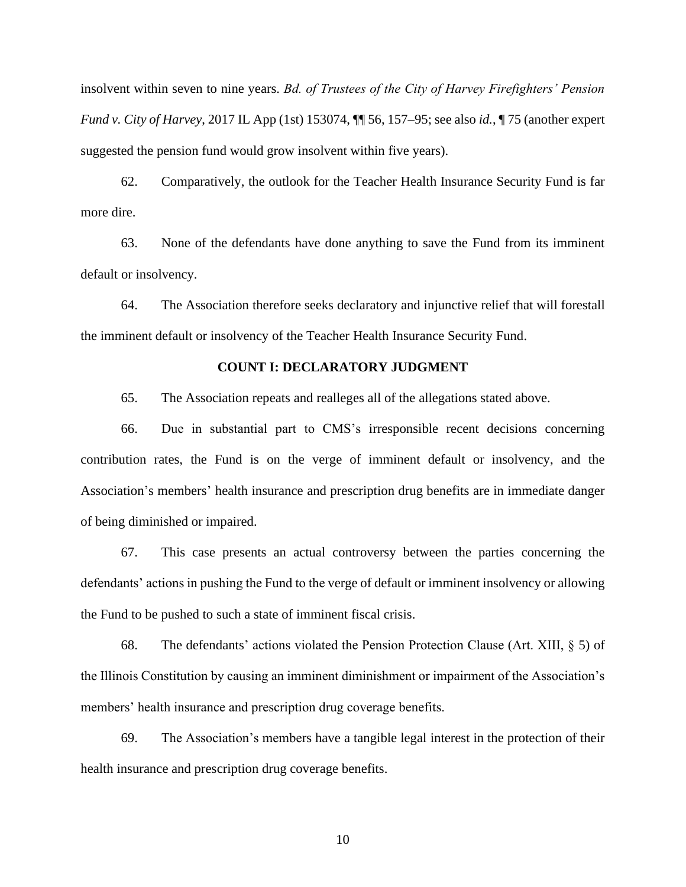insolvent within seven to nine years. *Bd. of Trustees of the City of Harvey Firefighters' Pension Fund v. City of Harvey*, 2017 IL App (1st) 153074, ¶¶ 56, 157–95; see also *id.*, ¶ 75 (another expert suggested the pension fund would grow insolvent within five years).

62. Comparatively, the outlook for the Teacher Health Insurance Security Fund is far more dire.

63. None of the defendants have done anything to save the Fund from its imminent default or insolvency.

64. The Association therefore seeks declaratory and injunctive relief that will forestall the imminent default or insolvency of the Teacher Health Insurance Security Fund.

## COUNT I: DECLARATORY JUDGMENT

65. The Association repeats and realleges all of the allegations stated above.

66. Due in substantial part to CMS's irresponsible recent decisions concerning contribution rates, the Fund is on the verge of imminent default or insolvency, and the Association's members' health insurance and prescription drug benefits are in immediate danger of being diminished or impaired.

67. This case presents an actual controversy between the parties concerning the defendants' actions in pushing the Fund to the verge of default or imminent insolvency or allowing the Fund to be pushed to such a state of imminent fiscal crisis.

68. The defendants' actions violated the Pension Protection Clause (Art. XIII, § 5) of the Illinois Constitution by causing an imminent diminishment or impairment of the Association's members' health insurance and prescription drug coverage benefits.

69. The Association's members have a tangible legal interest in the protection of their health insurance and prescription drug coverage benefits.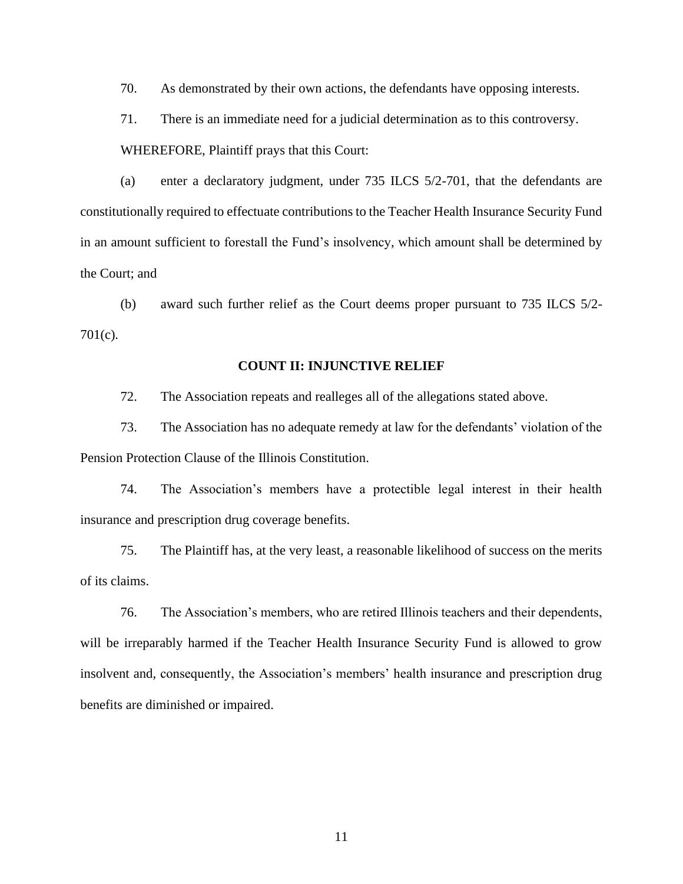70. As demonstrated by their own actions, the defendants have opposing interests.

71. There is an immediate need for a judicial determination as to this controversy.

WHEREFORE, Plaintiff prays that this Court:

(a) enter a declaratory judgment, under 735 ILCS 5/2-701, that the defendants are constitutionally required to effectuate contributions to the Teacher Health Insurance Security Fund in an amount sufficient to forestall the Fund's insolvency, which amount shall be determined by the Court; and

(b) award such further relief as the Court deems proper pursuant to 735 ILCS 5/2-701(c).

## COUNT II: INJUNCTIVE RELIEF

72. The Association repeats and realleges all of the allegations stated above.

73. The Association has no adequate remedy at law for the defendants' violation of the Pension Protection Clause of the Illinois Constitution.

74. The Association's members have a protectible legal interest in their health insurance and prescription drug coverage benefits.

75. The Plaintiff has, at the very least, a reasonable likelihood of success on the merits of its claims.

76. The Association's members, who are retired Illinois teachers and their dependents, will be irreparably harmed if the Teacher Health Insurance Security Fund is allowed to grow insolvent and, consequently, the Association's members' health insurance and prescription drug benefits are diminished or impaired.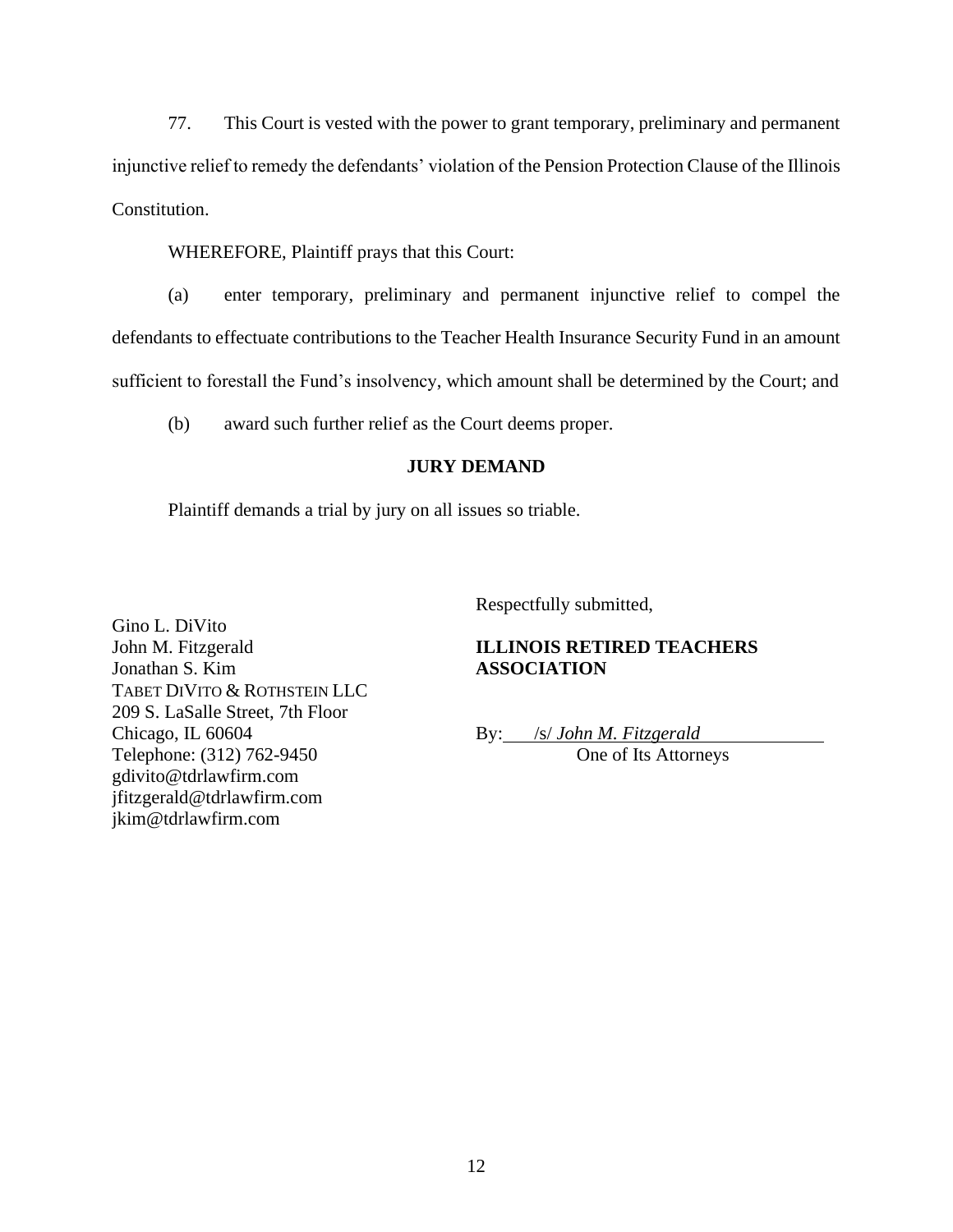77. This Court is vested with the power to grant temporary, preliminary and permanent injunctive relief to remedy the defendants' violation of the Pension Protection Clause of the Illinois Constitution.

WHEREFORE, Plaintiff prays that this Court:

(a) enter temporary, preliminary and permanent injunctive relief to compel the defendants to effectuate contributions to the Teacher Health Insurance Security Fund in an amount sufficient to forestall the Fund's insolvency, which amount shall be determined by the Court; and

(b) award such further relief as the Court deems proper.

**JURY DEMAND**

Plaintiff demands a trial by jury on all issues so triable.

Respectfully submitted,

**ILLINOIS RETIRED TEACHERS ASSOCIATION**

By: /s/ *John M. Fitzgerald*
One of Its Attorneys

Gino L. DiVito
John M. Fitzgerald
Jonathan S. Kim
TABET DIVITO & ROTHSTEIN LLC
209 S. LaSalle Street, 7th Floor
Chicago, IL 60604
Telephone: (312) 762-9450
gdivito@tdrlawfirm.com
jfitzgerald@tdrlawfirm.com
jkim@tdrlawfirm.com